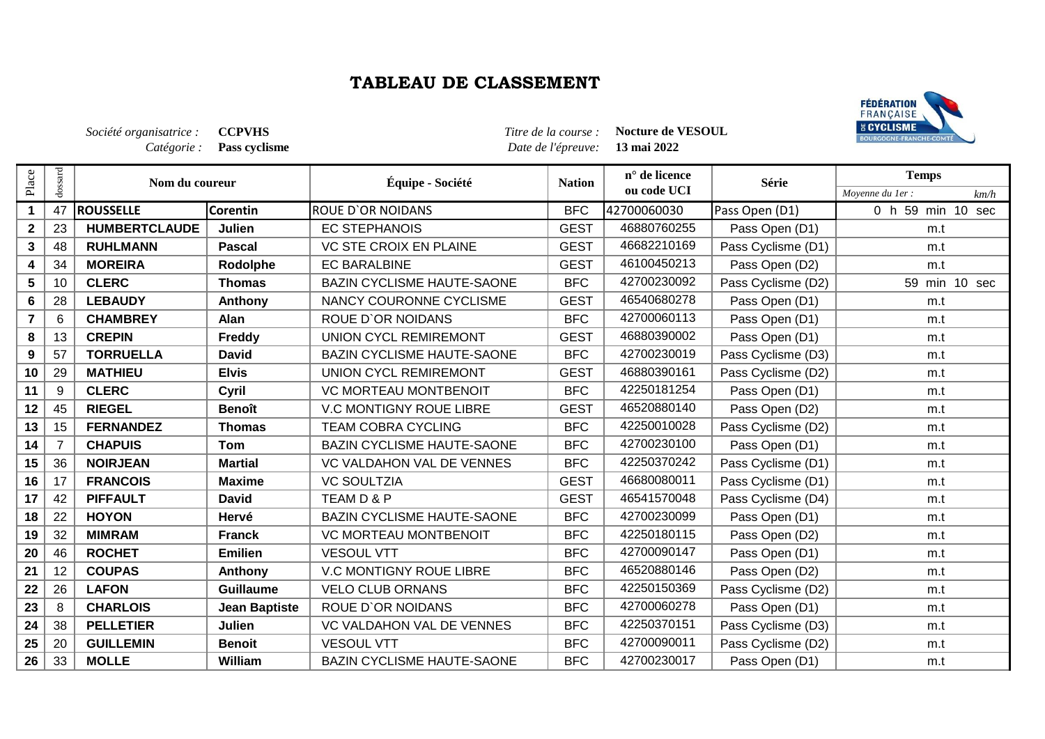# TABLEAU DE CLASSEMENT

*Société organisatrice :* **CCPVHS**
*Catégorie :* **Pass cyclisme**

*Titre de la course :* **Nocture de VESOUL**
*Date de l'épreuve:* **13 mai 2022**

| Place | dossard | Nom du coureur | | Équipe - Société | Nation | n° de licence ou code UCI | Série | Temps |
|---|---|---|---|---|---|---|---|---|
| | | | | | | | | *Moyenne du 1er :* *km/h* |
| 1 | 47 | ROUSSELLE | Corentin | ROUE D`OR NOIDANS | BFC | 42700060030 | Pass Open (D1) | 0 h 59 min 10 sec |
| 2 | 23 | HUMBERTCLAUDE | Julien | EC STEPHANOIS | GEST | 46880760255 | Pass Open (D1) | m.t |
| 3 | 48 | RUHLMANN | Pascal | VC STE CROIX EN PLAINE | GEST | 46682210169 | Pass Cyclisme (D1) | m.t |
| 4 | 34 | MOREIRA | Rodolphe | EC BARALBINE | GEST | 46100450213 | Pass Open (D2) | m.t |
| 5 | 10 | CLERC | Thomas | BAZIN CYCLISME HAUTE-SAONE | BFC | 42700230092 | Pass Cyclisme (D2) | 59 min 10 sec |
| 6 | 28 | LEBAUDY | Anthony | NANCY COURONNE CYCLISME | GEST | 46540680278 | Pass Open (D1) | m.t |
| 7 | 6 | CHAMBREY | Alan | ROUE D`OR NOIDANS | BFC | 42700060113 | Pass Open (D1) | m.t |
| 8 | 13 | CREPIN | Freddy | UNION CYCL REMIREMONT | GEST | 46880390002 | Pass Open (D1) | m.t |
| 9 | 57 | TORRUELLA | David | BAZIN CYCLISME HAUTE-SAONE | BFC | 42700230019 | Pass Cyclisme (D3) | m.t |
| 10 | 29 | MATHIEU | Elvis | UNION CYCL REMIREMONT | GEST | 46880390161 | Pass Cyclisme (D2) | m.t |
| 11 | 9 | CLERC | Cyril | VC MORTEAU MONTBENOIT | BFC | 42250181254 | Pass Open (D1) | m.t |
| 12 | 45 | RIEGEL | Benoît | V.C MONTIGNY ROUE LIBRE | GEST | 46520880140 | Pass Open (D2) | m.t |
| 13 | 15 | FERNANDEZ | Thomas | TEAM COBRA CYCLING | BFC | 42250010028 | Pass Cyclisme (D2) | m.t |
| 14 | 7 | CHAPUIS | Tom | BAZIN CYCLISME HAUTE-SAONE | BFC | 42700230100 | Pass Open (D1) | m.t |
| 15 | 36 | NOIRJEAN | Martial | VC VALDAHON VAL DE VENNES | BFC | 42250370242 | Pass Cyclisme (D1) | m.t |
| 16 | 17 | FRANCOIS | Maxime | VC SOULTZIA | GEST | 46680080011 | Pass Cyclisme (D1) | m.t |
| 17 | 42 | PIFFAULT | David | TEAM D & P | GEST | 46541570048 | Pass Cyclisme (D4) | m.t |
| 18 | 22 | HOYON | Hervé | BAZIN CYCLISME HAUTE-SAONE | BFC | 42700230099 | Pass Open (D1) | m.t |
| 19 | 32 | MIMRAM | Franck | VC MORTEAU MONTBENOIT | BFC | 42250180115 | Pass Open (D2) | m.t |
| 20 | 46 | ROCHET | Emilien | VESOUL VTT | BFC | 42700090147 | Pass Open (D1) | m.t |
| 21 | 12 | COUPAS | Anthony | V.C MONTIGNY ROUE LIBRE | BFC | 46520880146 | Pass Open (D2) | m.t |
| 22 | 26 | LAFON | Guillaume | VELO CLUB ORNANS | BFC | 42250150369 | Pass Cyclisme (D2) | m.t |
| 23 | 8 | CHARLOIS | Jean Baptiste | ROUE D`OR NOIDANS | BFC | 42700060278 | Pass Open (D1) | m.t |
| 24 | 38 | PELLETIER | Julien | VC VALDAHON VAL DE VENNES | BFC | 42250370151 | Pass Cyclisme (D3) | m.t |
| 25 | 20 | GUILLEMIN | Benoit | VESOUL VTT | BFC | 42700090011 | Pass Cyclisme (D2) | m.t |
| 26 | 33 | MOLLE | William | BAZIN CYCLISME HAUTE-SAONE | BFC | 42700230017 | Pass Open (D1) | m.t |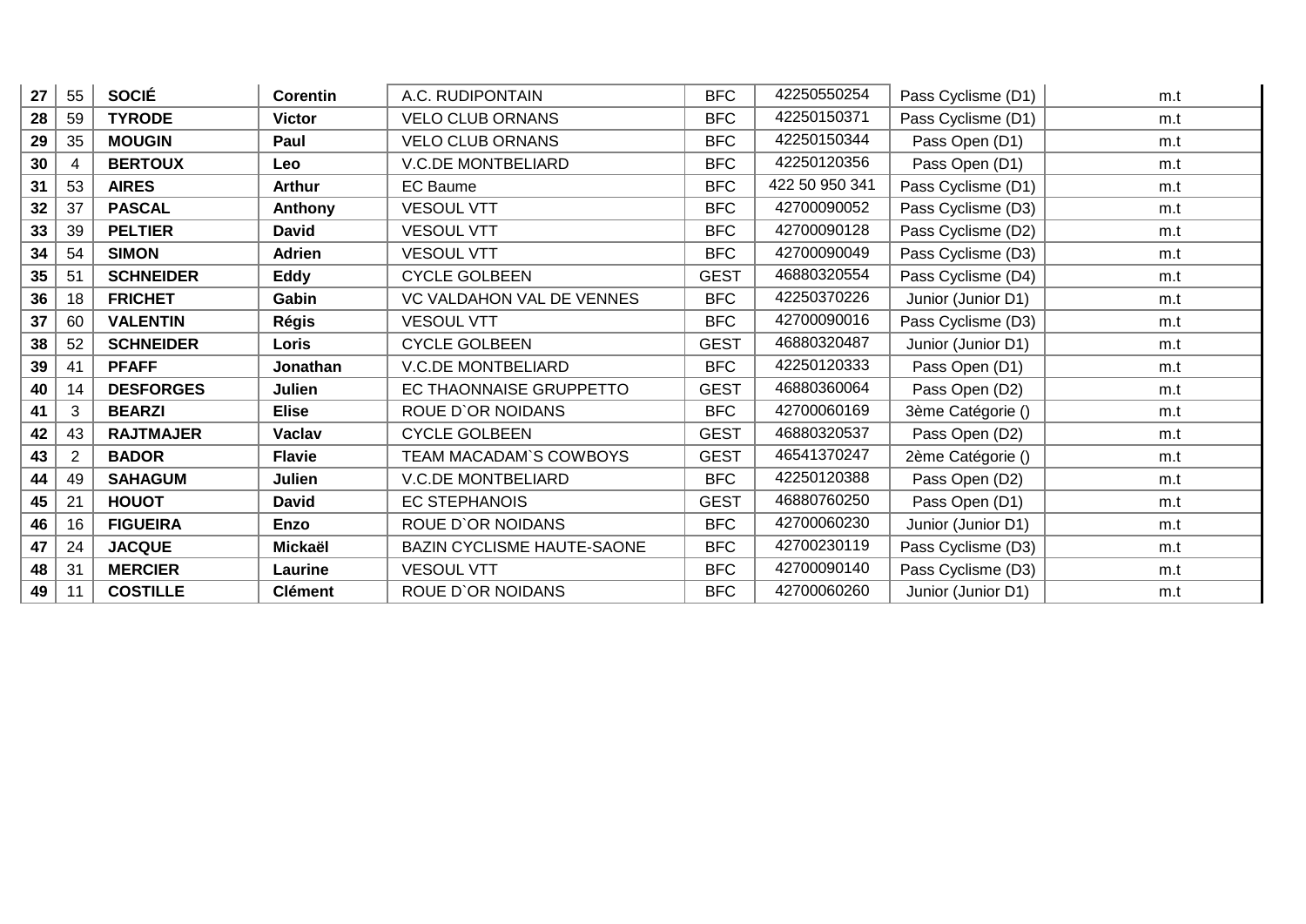| | | | | | | | | |
|---|---|---|---|---|---|---|---|---|
| **27** | 55 | **SOCIÉ** | **Corentin** | A.C. RUDIPONTAIN | BFC | 42250550254 | Pass Cyclisme (D1) | m.t |
| **28** | 59 | **TYRODE** | **Victor** | VELO CLUB ORNANS | BFC | 42250150371 | Pass Cyclisme (D1) | m.t |
| **29** | 35 | **MOUGIN** | **Paul** | VELO CLUB ORNANS | BFC | 42250150344 | Pass Open (D1) | m.t |
| **30** | 4 | **BERTOUX** | **Leo** | V.C.DE MONTBELIARD | BFC | 42250120356 | Pass Open (D1) | m.t |
| **31** | 53 | **AIRES** | **Arthur** | EC Baume | BFC | 422 50 950 341 | Pass Cyclisme (D1) | m.t |
| **32** | 37 | **PASCAL** | **Anthony** | VESOUL VTT | BFC | 42700090052 | Pass Cyclisme (D3) | m.t |
| **33** | 39 | **PELTIER** | **David** | VESOUL VTT | BFC | 42700090128 | Pass Cyclisme (D2) | m.t |
| **34** | 54 | **SIMON** | **Adrien** | VESOUL VTT | BFC | 42700090049 | Pass Cyclisme (D3) | m.t |
| **35** | 51 | **SCHNEIDER** | **Eddy** | CYCLE GOLBEEN | GEST | 46880320554 | Pass Cyclisme (D4) | m.t |
| **36** | 18 | **FRICHET** | **Gabin** | VC VALDAHON VAL DE VENNES | BFC | 42250370226 | Junior (Junior D1) | m.t |
| **37** | 60 | **VALENTIN** | **Régis** | VESOUL VTT | BFC | 42700090016 | Pass Cyclisme (D3) | m.t |
| **38** | 52 | **SCHNEIDER** | **Loris** | CYCLE GOLBEEN | GEST | 46880320487 | Junior (Junior D1) | m.t |
| **39** | 41 | **PFAFF** | **Jonathan** | V.C.DE MONTBELIARD | BFC | 42250120333 | Pass Open (D1) | m.t |
| **40** | 14 | **DESFORGES** | **Julien** | EC THAONNAISE GRUPPETTO | GEST | 46880360064 | Pass Open (D2) | m.t |
| **41** | 3 | **BEARZI** | **Elise** | ROUE D`OR NOIDANS | BFC | 42700060169 | 3ème Catégorie () | m.t |
| **42** | 43 | **RAJTMAJER** | **Vaclav** | CYCLE GOLBEEN | GEST | 46880320537 | Pass Open (D2) | m.t |
| **43** | 2 | **BADOR** | **Flavie** | TEAM MACADAM`S COWBOYS | GEST | 46541370247 | 2ème Catégorie () | m.t |
| **44** | 49 | **SAHAGUM** | **Julien** | V.C.DE MONTBELIARD | BFC | 42250120388 | Pass Open (D2) | m.t |
| **45** | 21 | **HOUOT** | **David** | EC STEPHANOIS | GEST | 46880760250 | Pass Open (D1) | m.t |
| **46** | 16 | **FIGUEIRA** | **Enzo** | ROUE D`OR NOIDANS | BFC | 42700060230 | Junior (Junior D1) | m.t |
| **47** | 24 | **JACQUE** | **Mickaël** | BAZIN CYCLISME HAUTE-SAONE | BFC | 42700230119 | Pass Cyclisme (D3) | m.t |
| **48** | 31 | **MERCIER** | **Laurine** | VESOUL VTT | BFC | 42700090140 | Pass Cyclisme (D3) | m.t |
| **49** | 11 | **COSTILLE** | **Clément** | ROUE D`OR NOIDANS | BFC | 42700060260 | Junior (Junior D1) | m.t |